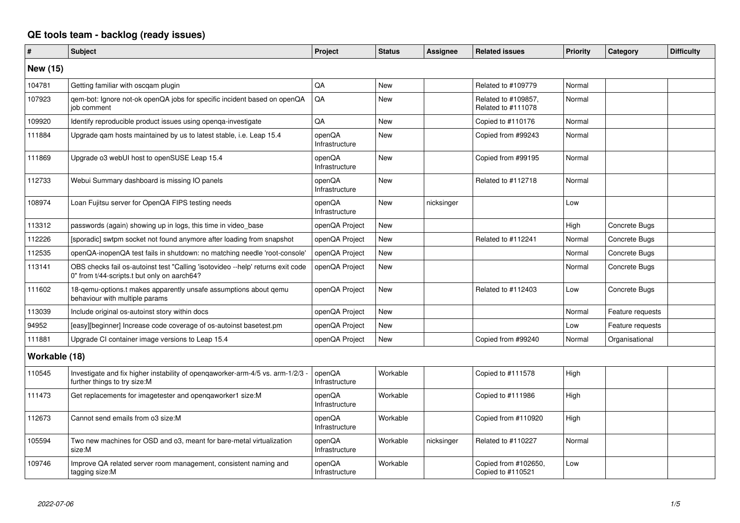# QE tools team - backlog (ready issues)

| # | Subject | Project | Status | Assignee | Related issues | Priority | Category | Difficulty |
|---|---|---|---|---|---|---|---|---|
| **New (15)** | | | | | | | | |
| 104781 | Getting familiar with oscqam plugin | QA | New | | Related to #109779 | Normal | | |
| 107923 | qem-bot: Ignore not-ok openQA jobs for specific incident based on openQA job comment | QA | New | | Related to #109857, Related to #111078 | Normal | | |
| 109920 | Identify reproducible product issues using openqa-investigate | QA | New | | Copied to #110176 | Normal | | |
| 111884 | Upgrade qam hosts maintained by us to latest stable, i.e. Leap 15.4 | openQA Infrastructure | New | | Copied from #99243 | Normal | | |
| 111869 | Upgrade o3 webUI host to openSUSE Leap 15.4 | openQA Infrastructure | New | | Copied from #99195 | Normal | | |
| 112733 | Webui Summary dashboard is missing IO panels | openQA Infrastructure | New | | Related to #112718 | Normal | | |
| 108974 | Loan Fujitsu server for OpenQA FIPS testing needs | openQA Infrastructure | New | nicksinger | | Low | | |
| 113312 | passwords (again) showing up in logs, this time in video_base | openQA Project | New | | | High | Concrete Bugs | |
| 112226 | [sporadic] swtpm socket not found anymore after loading from snapshot | openQA Project | New | | Related to #112241 | Normal | Concrete Bugs | |
| 112535 | openQA-inopenQA test fails in shutdown: no matching needle 'root-console' | openQA Project | New | | | Normal | Concrete Bugs | |
| 113141 | OBS checks fail os-autoinst test "Calling 'isotovideo --help' returns exit code 0" from t/44-scripts.t but only on aarch64? | openQA Project | New | | | Normal | Concrete Bugs | |
| 111602 | 18-qemu-options.t makes apparently unsafe assumptions about qemu behaviour with multiple params | openQA Project | New | | Related to #112403 | Low | Concrete Bugs | |
| 113039 | Include original os-autoinst story within docs | openQA Project | New | | | Normal | Feature requests | |
| 94952 | [easy][beginner] Increase code coverage of os-autoinst basetest.pm | openQA Project | New | | | Low | Feature requests | |
| 111881 | Upgrade CI container image versions to Leap 15.4 | openQA Project | New | | Copied from #99240 | Normal | Organisational | |
| **Workable (18)** | | | | | | | | |
| 110545 | Investigate and fix higher instability of openqaworker-arm-4/5 vs. arm-1/2/3 - further things to try size:M | openQA Infrastructure | Workable | | Copied to #111578 | High | | |
| 111473 | Get replacements for imagetester and openqaworker1 size:M | openQA Infrastructure | Workable | | Copied to #111986 | High | | |
| 112673 | Cannot send emails from o3 size:M | openQA Infrastructure | Workable | | Copied from #110920 | High | | |
| 105594 | Two new machines for OSD and o3, meant for bare-metal virtualization size:M | openQA Infrastructure | Workable | nicksinger | Related to #110227 | Normal | | |
| 109746 | Improve QA related server room management, consistent naming and tagging size:M | openQA Infrastructure | Workable | | Copied from #102650, Copied to #110521 | Low | | |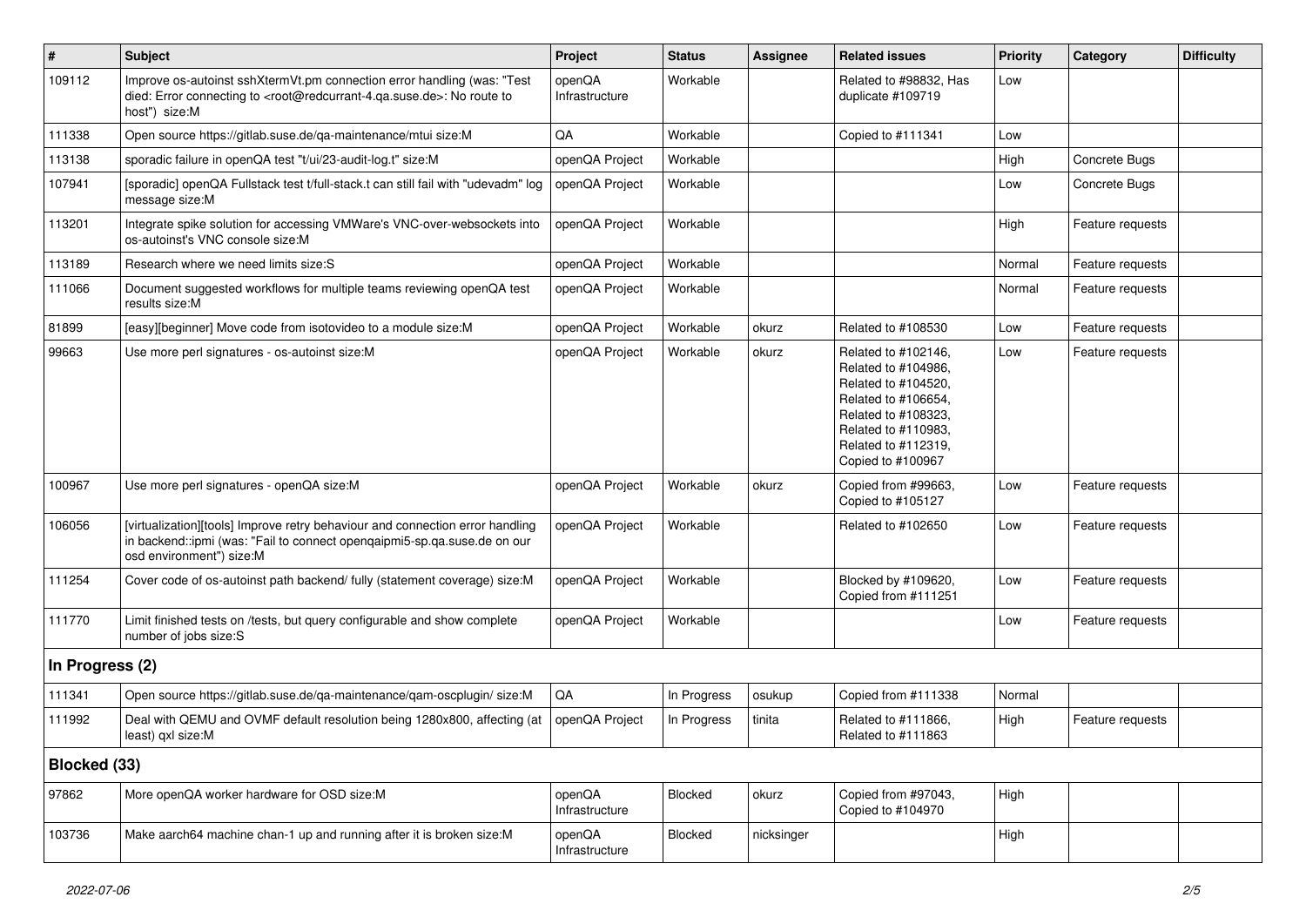| # | Subject | Project | Status | Assignee | Related issues | Priority | Category | Difficulty |
|---|---|---|---|---|---|---|---|---|
| 109112 | Improve os-autoinst sshXtermVt.pm connection error handling (was: "Test died: Error connecting to <root@redcurrant-4.qa.suse.de>: No route to host") size:M | openQA Infrastructure | Workable | | Related to #98832, Has duplicate #109719 | Low | | |
| 111338 | Open source https://gitlab.suse.de/qa-maintenance/mtui size:M | QA | Workable | | Copied to #111341 | Low | | |
| 113138 | sporadic failure in openQA test "t/ui/23-audit-log.t" size:M | openQA Project | Workable | | | High | Concrete Bugs | |
| 107941 | [sporadic] openQA Fullstack test t/full-stack.t can still fail with "udevadm" log message size:M | openQA Project | Workable | | | Low | Concrete Bugs | |
| 113201 | Integrate spike solution for accessing VMWare's VNC-over-websockets into os-autoinst's VNC console size:M | openQA Project | Workable | | | High | Feature requests | |
| 113189 | Research where we need limits size:S | openQA Project | Workable | | | Normal | Feature requests | |
| 111066 | Document suggested workflows for multiple teams reviewing openQA test results size:M | openQA Project | Workable | | | Normal | Feature requests | |
| 81899 | [easy][beginner] Move code from isotovideo to a module size:M | openQA Project | Workable | okurz | Related to #108530 | Low | Feature requests | |
| 99663 | Use more perl signatures - os-autoinst size:M | openQA Project | Workable | okurz | Related to #102146, Related to #104986, Related to #104520, Related to #106654, Related to #108323, Related to #110983, Related to #112319, Copied to #100967 | Low | Feature requests | |
| 100967 | Use more perl signatures - openQA size:M | openQA Project | Workable | okurz | Copied from #99663, Copied to #105127 | Low | Feature requests | |
| 106056 | [virtualization][tools] Improve retry behaviour and connection error handling in backend::ipmi (was: "Fail to connect openqaipmi5-sp.qa.suse.de on our osd environment") size:M | openQA Project | Workable | | Related to #102650 | Low | Feature requests | |
| 111254 | Cover code of os-autoinst path backend/ fully (statement coverage) size:M | openQA Project | Workable | | Blocked by #109620, Copied from #111251 | Low | Feature requests | |
| 111770 | Limit finished tests on /tests, but query configurable and show complete number of jobs size:S | openQA Project | Workable | | | Low | Feature requests | |
| **In Progress (2)** | | | | | | | | |
| 111341 | Open source https://gitlab.suse.de/qa-maintenance/qam-oscplugin/ size:M | QA | In Progress | osukup | Copied from #111338 | Normal | | |
| 111992 | Deal with QEMU and OVMF default resolution being 1280x800, affecting (at least) qxl size:M | openQA Project | In Progress | tinita | Related to #111866, Related to #111863 | High | Feature requests | |
| **Blocked (33)** | | | | | | | | |
| 97862 | More openQA worker hardware for OSD size:M | openQA Infrastructure | Blocked | okurz | Copied from #97043, Copied to #104970 | High | | |
| 103736 | Make aarch64 machine chan-1 up and running after it is broken size:M | openQA Infrastructure | Blocked | nicksinger | | High | | |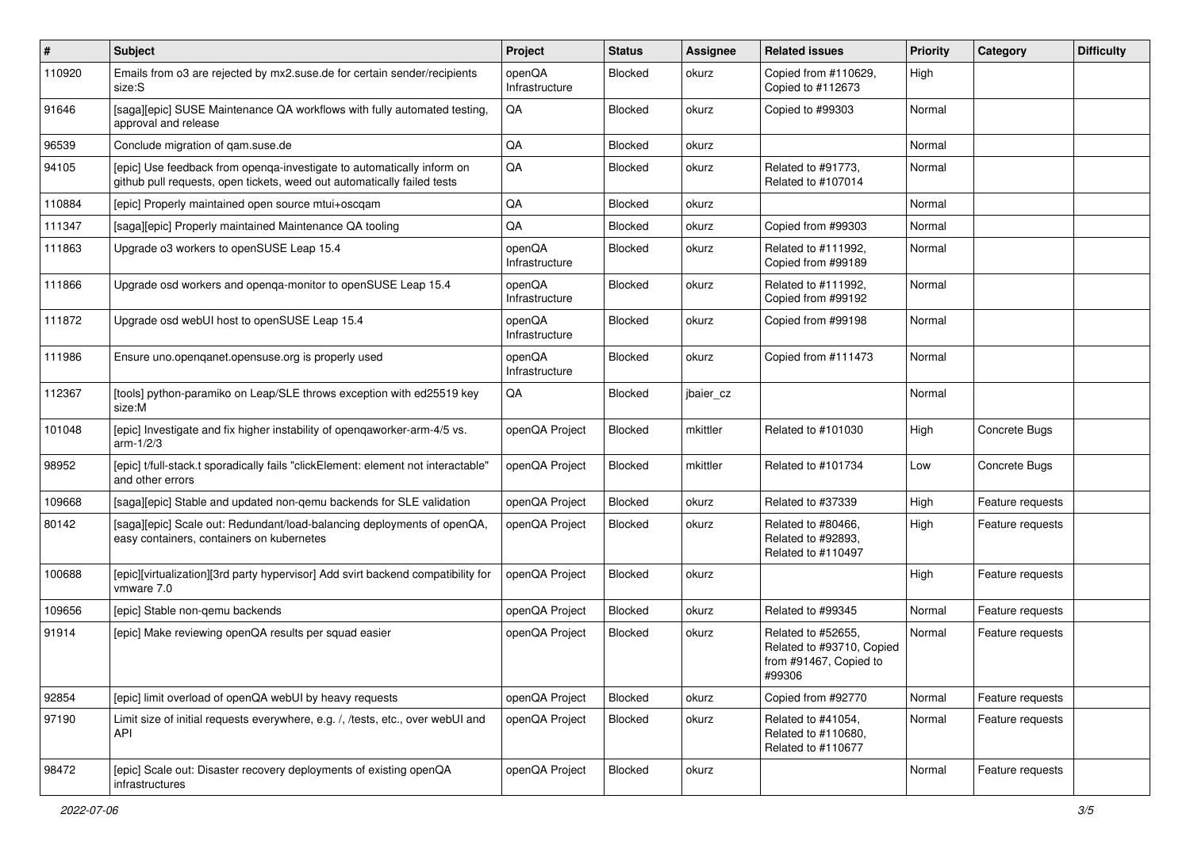| # | Subject | Project | Status | Assignee | Related issues | Priority | Category | Difficulty |
|---|---|---|---|---|---|---|---|---|
| 110920 | Emails from o3 are rejected by mx2.suse.de for certain sender/recipients size:S | openQA Infrastructure | Blocked | okurz | Copied from #110629, Copied to #112673 | High | | |
| 91646 | [saga][epic] SUSE Maintenance QA workflows with fully automated testing, approval and release | QA | Blocked | okurz | Copied to #99303 | Normal | | |
| 96539 | Conclude migration of qam.suse.de | QA | Blocked | okurz | | Normal | | |
| 94105 | [epic] Use feedback from openqa-investigate to automatically inform on github pull requests, open tickets, weed out automatically failed tests | QA | Blocked | okurz | Related to #91773, Related to #107014 | Normal | | |
| 110884 | [epic] Properly maintained open source mtui+oscqam | QA | Blocked | okurz | | Normal | | |
| 111347 | [saga][epic] Properly maintained Maintenance QA tooling | QA | Blocked | okurz | Copied from #99303 | Normal | | |
| 111863 | Upgrade o3 workers to openSUSE Leap 15.4 | openQA Infrastructure | Blocked | okurz | Related to #111992, Copied from #99189 | Normal | | |
| 111866 | Upgrade osd workers and openqa-monitor to openSUSE Leap 15.4 | openQA Infrastructure | Blocked | okurz | Related to #111992, Copied from #99192 | Normal | | |
| 111872 | Upgrade osd webUI host to openSUSE Leap 15.4 | openQA Infrastructure | Blocked | okurz | Copied from #99198 | Normal | | |
| 111986 | Ensure uno.openqanet.opensuse.org is properly used | openQA Infrastructure | Blocked | okurz | Copied from #111473 | Normal | | |
| 112367 | [tools] python-paramiko on Leap/SLE throws exception with ed25519 key size:M | QA | Blocked | jbaier_cz | | Normal | | |
| 101048 | [epic] Investigate and fix higher instability of openqaworker-arm-4/5 vs. arm-1/2/3 | openQA Project | Blocked | mkittler | Related to #101030 | High | Concrete Bugs | |
| 98952 | [epic] t/full-stack.t sporadically fails "clickElement: element not interactable" and other errors | openQA Project | Blocked | mkittler | Related to #101734 | Low | Concrete Bugs | |
| 109668 | [saga][epic] Stable and updated non-qemu backends for SLE validation | openQA Project | Blocked | okurz | Related to #37339 | High | Feature requests | |
| 80142 | [saga][epic] Scale out: Redundant/load-balancing deployments of openQA, easy containers, containers on kubernetes | openQA Project | Blocked | okurz | Related to #80466, Related to #92893, Related to #110497 | High | Feature requests | |
| 100688 | [epic][virtualization][3rd party hypervisor] Add svirt backend compatibility for vmware 7.0 | openQA Project | Blocked | okurz | | High | Feature requests | |
| 109656 | [epic] Stable non-qemu backends | openQA Project | Blocked | okurz | Related to #99345 | Normal | Feature requests | |
| 91914 | [epic] Make reviewing openQA results per squad easier | openQA Project | Blocked | okurz | Related to #52655, Related to #93710, Copied from #91467, Copied to #99306 | Normal | Feature requests | |
| 92854 | [epic] limit overload of openQA webUI by heavy requests | openQA Project | Blocked | okurz | Copied from #92770 | Normal | Feature requests | |
| 97190 | Limit size of initial requests everywhere, e.g. /, /tests, etc., over webUI and API | openQA Project | Blocked | okurz | Related to #41054, Related to #110680, Related to #110677 | Normal | Feature requests | |
| 98472 | [epic] Scale out: Disaster recovery deployments of existing openQA infrastructures | openQA Project | Blocked | okurz | | Normal | Feature requests | |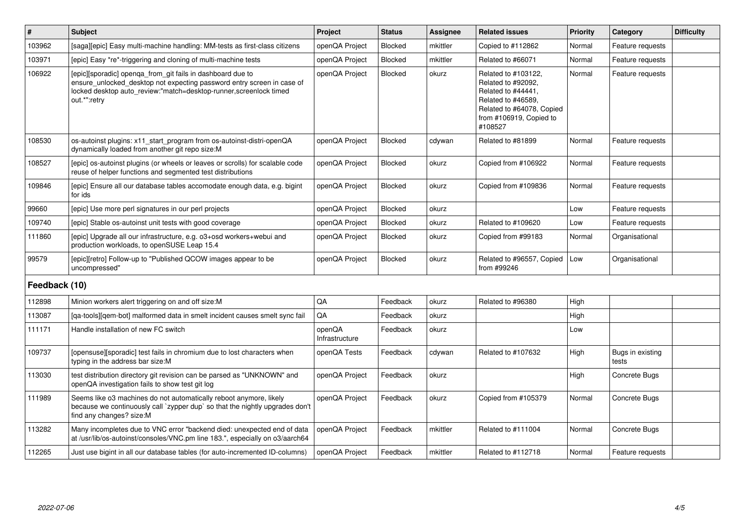| # | Subject | Project | Status | Assignee | Related issues | Priority | Category | Difficulty |
|---|---|---|---|---|---|---|---|---|
| 103962 | [saga][epic] Easy multi-machine handling: MM-tests as first-class citizens | openQA Project | Blocked | mkittler | Copied to #112862 | Normal | Feature requests | |
| 103971 | [epic] Easy *re*-triggering and cloning of multi-machine tests | openQA Project | Blocked | mkittler | Related to #66071 | Normal | Feature requests | |
| 106922 | [epic][sporadic] openqa_from_git fails in dashboard due to ensure_unlocked_desktop not expecting password entry screen in case of locked desktop auto_review:"match=desktop-runner,screenlock timed out.*":retry | openQA Project | Blocked | okurz | Related to #103122, Related to #92092, Related to #44441, Related to #46589, Related to #64078, Copied from #106919, Copied to #108527 | Normal | Feature requests | |
| 108530 | os-autoinst plugins: x11_start_program from os-autoinst-distri-openQA dynamically loaded from another git repo size:M | openQA Project | Blocked | cdywan | Related to #81899 | Normal | Feature requests | |
| 108527 | [epic] os-autoinst plugins (or wheels or leaves or scrolls) for scalable code reuse of helper functions and segmented test distributions | openQA Project | Blocked | okurz | Copied from #106922 | Normal | Feature requests | |
| 109846 | [epic] Ensure all our database tables accomodate enough data, e.g. bigint for ids | openQA Project | Blocked | okurz | Copied from #109836 | Normal | Feature requests | |
| 99660 | [epic] Use more perl signatures in our perl projects | openQA Project | Blocked | okurz | | Low | Feature requests | |
| 109740 | [epic] Stable os-autoinst unit tests with good coverage | openQA Project | Blocked | okurz | Related to #109620 | Low | Feature requests | |
| 111860 | [epic] Upgrade all our infrastructure, e.g. o3+osd workers+webui and production workloads, to openSUSE Leap 15.4 | openQA Project | Blocked | okurz | Copied from #99183 | Normal | Organisational | |
| 99579 | [epic][retro] Follow-up to "Published QCOW images appear to be uncompressed" | openQA Project | Blocked | okurz | Related to #96557, Copied from #99246 | Low | Organisational | |
| **Feedback (10)** | | | | | | | | |
| 112898 | Minion workers alert triggering on and off size:M | QA | Feedback | okurz | Related to #96380 | High | | |
| 113087 | [qa-tools][qem-bot] malformed data in smelt incident causes smelt sync fail | QA | Feedback | okurz | | High | | |
| 111171 | Handle installation of new FC switch | openQA Infrastructure | Feedback | okurz | | Low | | |
| 109737 | [opensuse][sporadic] test fails in chromium due to lost characters when typing in the address bar size:M | openQA Tests | Feedback | cdywan | Related to #107632 | High | Bugs in existing tests | |
| 113030 | test distribution directory git revision can be parsed as "UNKNOWN" and openQA investigation fails to show test git log | openQA Project | Feedback | okurz | | High | Concrete Bugs | |
| 111989 | Seems like o3 machines do not automatically reboot anymore, likely because we continuously call `zypper dup` so that the nightly upgrades don't find any changes? size:M | openQA Project | Feedback | okurz | Copied from #105379 | Normal | Concrete Bugs | |
| 113282 | Many incompletes due to VNC error "backend died: unexpected end of data at /usr/lib/os-autoinst/consoles/VNC.pm line 183.", especially on o3/aarch64 | openQA Project | Feedback | mkittler | Related to #111004 | Normal | Concrete Bugs | |
| 112265 | Just use bigint in all our database tables (for auto-incremented ID-columns) | openQA Project | Feedback | mkittler | Related to #112718 | Normal | Feature requests | |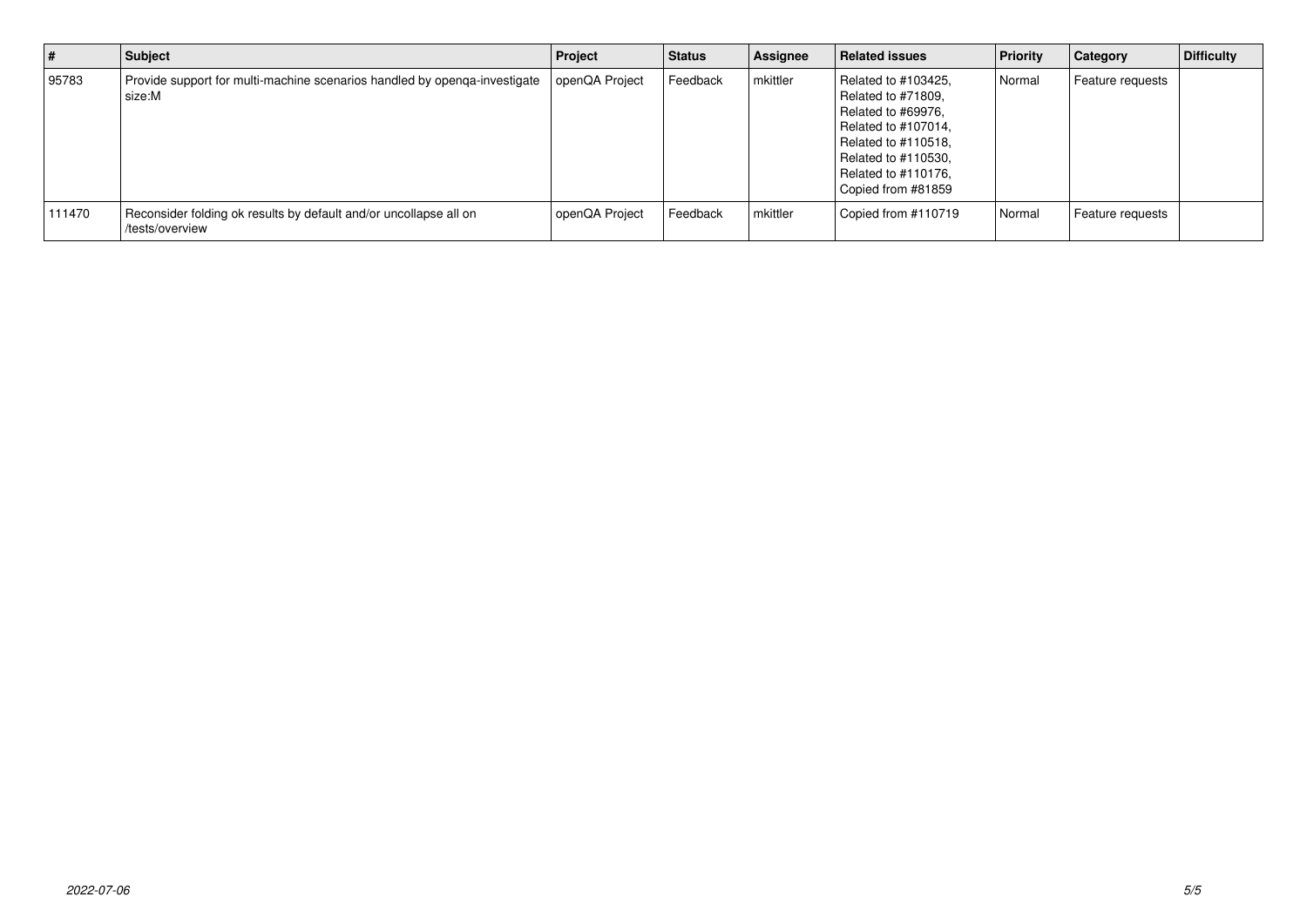| # | Subject | Project | Status | Assignee | Related issues | Priority | Category | Difficulty |
|---|---|---|---|---|---|---|---|---|
| 95783 | Provide support for multi-machine scenarios handled by openqa-investigate size:M | openQA Project | Feedback | mkittler | Related to #103425, Related to #71809, Related to #69976, Related to #107014, Related to #110518, Related to #110530, Related to #110176, Copied from #81859 | Normal | Feature requests | |
| 111470 | Reconsider folding ok results by default and/or uncollapse all on /tests/overview | openQA Project | Feedback | mkittler | Copied from #110719 | Normal | Feature requests | |